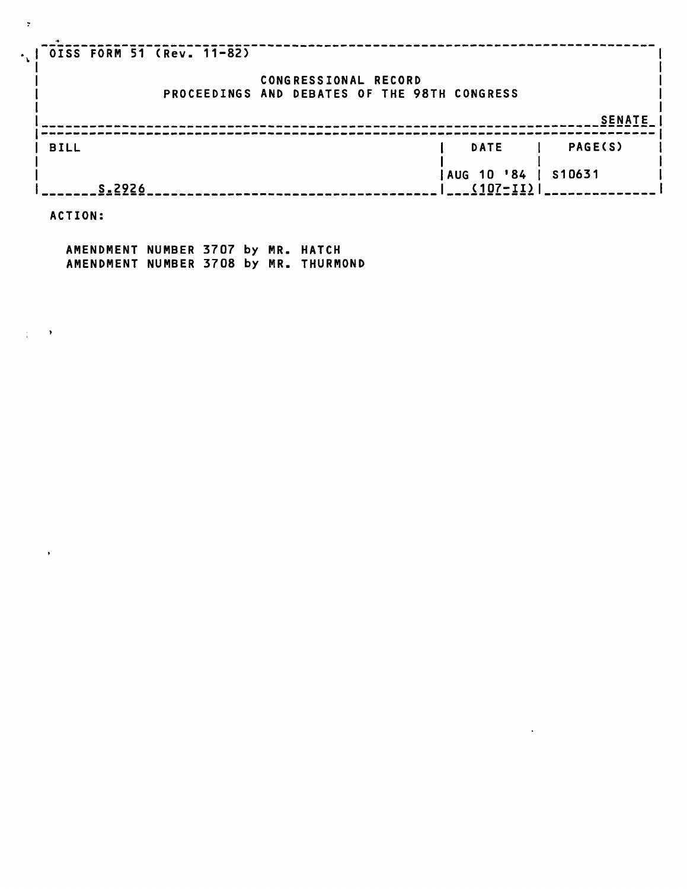OISS FORM 51 (Rev. 11-82)

CONGRESSIONAL RECORD
PROCEEDINGS AND DEBATES OF THE 98TH CONGRESS

SENATE

| BILL | DATE | PAGE(S) |
| --- | --- | --- |
| S.2926 | AUG 10 '84 (107-II) | S10631 |

ACTION:

AMENDMENT NUMBER 3707 by MR. HATCH
AMENDMENT NUMBER 3708 by MR. THURMOND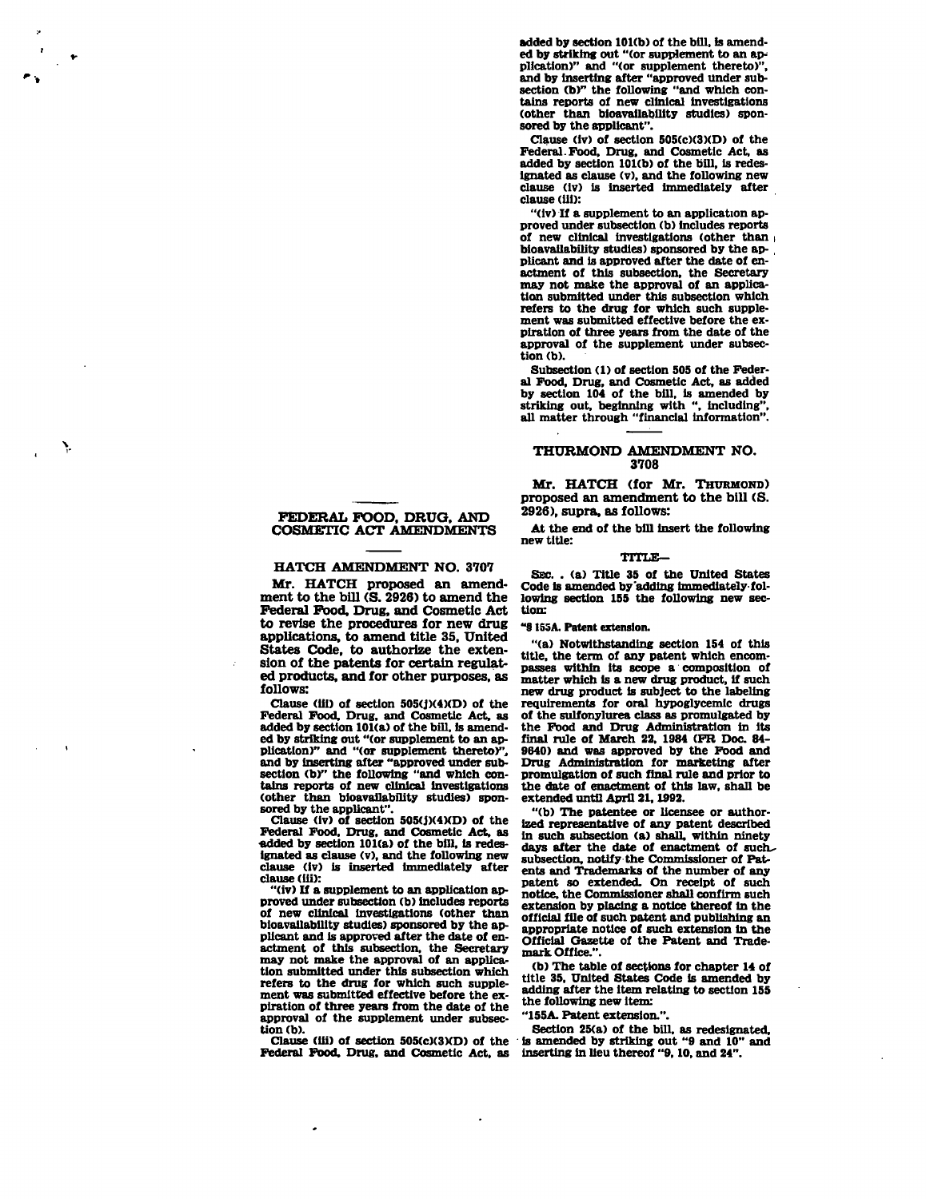## FEDERAL FOOD, DRUG, AND COSMETIC ACT AMENDMENTS

### HATCH AMENDMENT NO. 3707

**Mr. HATCH proposed an amendment to the bill (S. 2926) to amend the Federal Food, Drug, and Cosmetic Act to revise the procedures for new drug applications, to amend title 35, United States Code, to authorize the extension of the patents for certain regulated products, and for other purposes, as follows:**

Clause (iii) of section 505(j)(4)(D) of the Federal Food, Drug, and Cosmetic Act, as added by section 101(a) of the bill, is amended by striking out "(or supplement to an application)" and "(or supplement thereto)", and by inserting after "approved under subsection (b)" the following "and which contains reports of new clinical investigations (other than bioavailability studies) sponsored by the applicant".

Clause (iv) of section 505(j)(4)(D) of the Federal Food, Drug, and Cosmetic Act, as added by section 101(a) of the bill, is redesignated as clause (v), and the following new clause (iv) is inserted immediately after clause (iii):

"(iv) If a supplement to an application approved under subsection (b) includes reports of new clinical investigations (other than bioavailability studies) sponsored by the applicant and is approved after the date of enactment of this subsection, the Secretary may not make the approval of an application submitted under this subsection which refers to the drug for which such supplement was submitted effective before the expiration of three years from the date of the approval of the supplement under subsection (b).

Clause (iii) of section 505(c)(3)(D) of the Federal Food, Drug, and Cosmetic Act, as added by section 101(b) of the bill, is amended by striking out "(or supplement to an application)" and "(or supplement thereto)", and by inserting after "approved under subsection (b)" the following "and which contains reports of new clinical investigations (other than bioavailability studies) sponsored by the applicant".

Clause (iv) of section 505(c)(3)(D) of the Federal Food, Drug, and Cosmetic Act, as added by section 101(b) of the bill, is redesignated as clause (v), and the following new clause (iv) is inserted immediately after clause (iii):

"(iv) If a supplement to an application approved under subsection (b) includes reports of new clinical investigations (other than bioavailability studies) sponsored by the applicant and is approved after the date of enactment of this subsection, the Secretary may not make the approval of an application submitted under this subsection which refers to the drug for which such supplement was submitted effective before the expiration of three years from the date of the approval of the supplement under subsection (b).

Subsection (l) of section 505 of the Federal Food, Drug, and Cosmetic Act, as added by section 104 of the bill, is amended by striking out, beginning with ", including", all matter through "financial information".

### THURMOND AMENDMENT NO. 3708

**Mr. HATCH (for Mr. THURMOND) proposed an amendment to the bill (S. 2926), supra, as follows:**

At the end of the bill insert the following new title:

TITLE—

SEC. . (a) Title 35 of the United States Code is amended by adding immediately following section 155 the following new section:

"§ 155A. Patent extension.

"(a) Notwithstanding section 154 of this title, the term of any patent which encompasses within its scope a composition of matter which is a new drug product, if such new drug product is subject to the labeling requirements for oral hypoglycemic drugs of the sulfonylurea class as promulgated by the Food and Drug Administration in its final rule of March 22, 1984 (FR Doc. 84-9640) and was approved by the Food and Drug Administration for marketing after promulgation of such final rule and prior to the date of enactment of this law, shall be extended until April 21, 1992.

"(b) The patentee or licensee or authorized representative of any patent described in such subsection (a) shall, within ninety days after the date of enactment of such subsection, notify the Commissioner of Patents and Trademarks of the number of any patent so extended. On receipt of such notice, the Commissioner shall confirm such extension by placing a notice thereof in the official file of such patent and publishing an appropriate notice of such extension in the Official Gazette of the Patent and Trademark Office.".

(b) The table of sections for chapter 14 of title 35, United States Code is amended by adding after the item relating to section 155 the following new item:

"155A. Patent extension.".

Section 25(a) of the bill, as redesignated, is amended by striking out "9 and 10" and inserting in lieu thereof "9, 10, and 24".